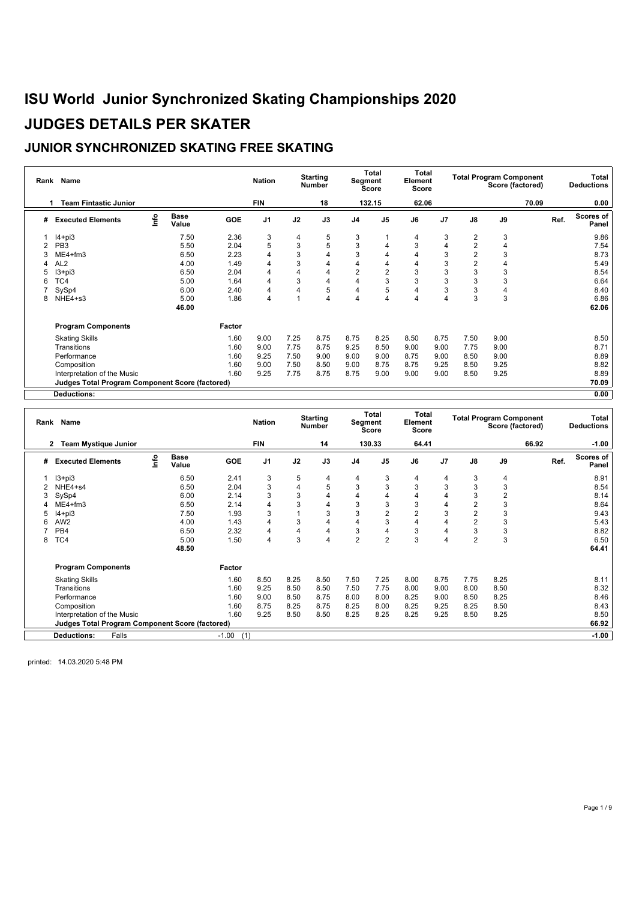# ISU World Junior Synchronized Skating Championships 2020

# JUDGES DETAILS PER SKATER

## JUNIOR SYNCHRONIZED SKATING FREE SKATING

| Rank | Name | Nation | Starting Number | Total Segment Score | Total Element Score | Total Program Component Score (factored) | Total Deductions |
|---|---|---|---|---|---|---|---|
| 1 | Team Fintastic Junior | FIN | 18 | 132.15 | 62.06 | 70.09 | 0.00 |

| # | Executed Elements | Info | Base Value | GOE | J1 | J2 | J3 | J4 | J5 | J6 | J7 | J8 | J9 | Ref. | Scores of Panel |
|---|---|---|---|---|---|---|---|---|---|---|---|---|---|---|---|
| 1 | I4+pi3 | | 7.50 | 2.36 | 3 | 4 | 5 | 3 | 1 | 4 | 3 | 2 | 3 | | 9.86 |
| 2 | PB3 | | 5.50 | 2.04 | 5 | 3 | 5 | 3 | 4 | 3 | 4 | 2 | 4 | | 7.54 |
| 3 | ME4+fm3 | | 6.50 | 2.23 | 4 | 3 | 4 | 3 | 4 | 4 | 3 | 2 | 3 | | 8.73 |
| 4 | AL2 | | 4.00 | 1.49 | 4 | 3 | 4 | 4 | 4 | 4 | 3 | 2 | 4 | | 5.49 |
| 5 | I3+pi3 | | 6.50 | 2.04 | 4 | 4 | 4 | 2 | 2 | 3 | 3 | 3 | 3 | | 8.54 |
| 6 | TC4 | | 5.00 | 1.64 | 4 | 3 | 4 | 4 | 3 | 3 | 3 | 3 | 3 | | 6.64 |
| 7 | SySp4 | | 6.00 | 2.40 | 4 | 4 | 5 | 4 | 5 | 4 | 3 | 3 | 4 | | 8.40 |
| 8 | NHE4+s3 | | 5.00 | 1.86 | 4 | 1 | 4 | 4 | 4 | 4 | 4 | 3 | 3 | | 6.86 |
| | | | 46.00 | | | | | | | | | | | | 62.06 |

| Program Components | Factor | J1 | J2 | J3 | J4 | J5 | J6 | J7 | J8 | J9 | Scores of Panel |
|---|---|---|---|---|---|---|---|---|---|---|---|
| Skating Skills | 1.60 | 9.00 | 7.25 | 8.75 | 8.75 | 8.25 | 8.50 | 8.75 | 7.50 | 9.00 | 8.50 |
| Transitions | 1.60 | 9.00 | 7.75 | 8.75 | 9.25 | 8.50 | 9.00 | 9.00 | 7.75 | 9.00 | 8.71 |
| Performance | 1.60 | 9.25 | 7.50 | 9.00 | 9.00 | 9.00 | 8.75 | 9.00 | 8.50 | 9.00 | 8.89 |
| Composition | 1.60 | 9.00 | 7.50 | 8.50 | 9.00 | 8.75 | 8.75 | 9.25 | 8.50 | 9.25 | 8.82 |
| Interpretation of the Music | 1.60 | 9.25 | 7.75 | 8.75 | 8.75 | 9.00 | 9.00 | 9.00 | 8.50 | 9.25 | 8.89 |
| Judges Total Program Component Score (factored) | | | | | | | | | | | 70.09 |

**Deductions:** 0.00

| Rank | Name | Nation | Starting Number | Total Segment Score | Total Element Score | Total Program Component Score (factored) | Total Deductions |
|---|---|---|---|---|---|---|---|
| 2 | Team Mystique Junior | FIN | 14 | 130.33 | 64.41 | 66.92 | -1.00 |

| # | Executed Elements | Info | Base Value | GOE | J1 | J2 | J3 | J4 | J5 | J6 | J7 | J8 | J9 | Ref. | Scores of Panel |
|---|---|---|---|---|---|---|---|---|---|---|---|---|---|---|---|
| 1 | I3+pi3 | | 6.50 | 2.41 | 3 | 5 | 4 | 4 | 3 | 4 | 4 | 3 | 4 | | 8.91 |
| 2 | NHE4+s4 | | 6.50 | 2.04 | 3 | 4 | 5 | 3 | 3 | 3 | 3 | 3 | 3 | | 8.54 |
| 3 | SySp4 | | 6.00 | 2.14 | 3 | 3 | 4 | 4 | 4 | 4 | 4 | 3 | 2 | | 8.14 |
| 4 | ME4+fm3 | | 6.50 | 2.14 | 4 | 3 | 4 | 3 | 3 | 3 | 4 | 2 | 3 | | 8.64 |
| 5 | I4+pi3 | | 7.50 | 1.93 | 3 | 1 | 3 | 3 | 2 | 2 | 3 | 2 | 3 | | 9.43 |
| 6 | AW2 | | 4.00 | 1.43 | 4 | 3 | 4 | 4 | 3 | 4 | 4 | 2 | 3 | | 5.43 |
| 7 | PB4 | | 6.50 | 2.32 | 4 | 4 | 4 | 3 | 4 | 3 | 4 | 3 | 3 | | 8.82 |
| 8 | TC4 | | 5.00 | 1.50 | 4 | 3 | 4 | 2 | 2 | 3 | 4 | 2 | 3 | | 6.50 |
| | | | 48.50 | | | | | | | | | | | | 64.41 |

| Program Components | Factor | J1 | J2 | J3 | J4 | J5 | J6 | J7 | J8 | J9 | Scores of Panel |
|---|---|---|---|---|---|---|---|---|---|---|---|
| Skating Skills | 1.60 | 8.50 | 8.25 | 8.50 | 7.50 | 7.25 | 8.00 | 8.75 | 7.75 | 8.25 | 8.11 |
| Transitions | 1.60 | 9.25 | 8.50 | 8.50 | 7.50 | 7.75 | 8.00 | 9.00 | 8.00 | 8.50 | 8.32 |
| Performance | 1.60 | 9.00 | 8.50 | 8.75 | 8.00 | 8.00 | 8.25 | 9.00 | 8.50 | 8.25 | 8.46 |
| Composition | 1.60 | 8.75 | 8.25 | 8.75 | 8.25 | 8.00 | 8.25 | 9.25 | 8.25 | 8.50 | 8.43 |
| Interpretation of the Music | 1.60 | 9.25 | 8.50 | 8.50 | 8.25 | 8.25 | 8.25 | 9.25 | 8.50 | 8.25 | 8.50 |
| Judges Total Program Component Score (factored) | | | | | | | | | | | 66.92 |

**Deductions:** Falls -1.00 (1) — -1.00

printed: 14.03.2020 5:48 PM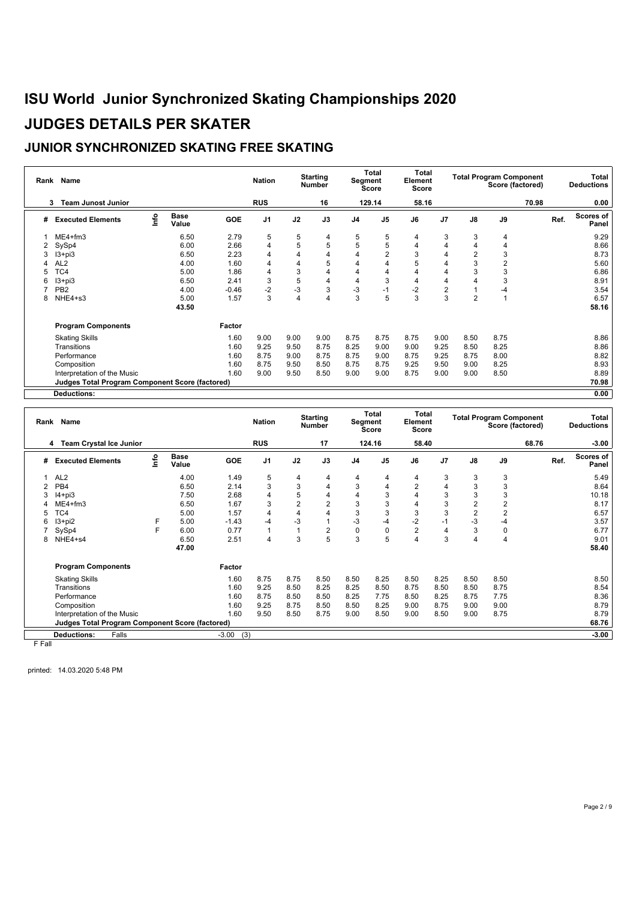# ISU World Junior Synchronized Skating Championships 2020

# JUDGES DETAILS PER SKATER

## JUNIOR SYNCHRONIZED SKATING FREE SKATING

| Rank | Name | Nation | Starting Number | Total Segment Score | Total Element Score | Total Program Component Score (factored) | Total Deductions |
|---|---|---|---|---|---|---|---|
| 3 | Team Junost Junior | RUS | 16 | 129.14 | 58.16 | 70.98 | 0.00 |

| # | Executed Elements | Info | Base Value | GOE | J1 | J2 | J3 | J4 | J5 | J6 | J7 | J8 | J9 | Ref. | Scores of Panel |
|---|---|---|---|---|---|---|---|---|---|---|---|---|---|---|---|
| 1 | ME4+fm3 | | 6.50 | 2.79 | 5 | 5 | 4 | 5 | 5 | 4 | 3 | 3 | 4 | | 9.29 |
| 2 | SySp4 | | 6.00 | 2.66 | 4 | 5 | 5 | 5 | 5 | 4 | 4 | 4 | 4 | | 8.66 |
| 3 | I3+pi3 | | 6.50 | 2.23 | 4 | 4 | 4 | 4 | 2 | 3 | 4 | 2 | 3 | | 8.73 |
| 4 | AL2 | | 4.00 | 1.60 | 4 | 4 | 5 | 4 | 4 | 5 | 4 | 3 | 2 | | 5.60 |
| 5 | TC4 | | 5.00 | 1.86 | 4 | 3 | 4 | 4 | 4 | 4 | 4 | 3 | 3 | | 6.86 |
| 6 | I3+pi3 | | 6.50 | 2.41 | 3 | 5 | 4 | 4 | 3 | 4 | 4 | 4 | 3 | | 8.91 |
| 7 | PB2 | | 4.00 | -0.46 | -2 | -3 | 3 | -3 | -1 | -2 | 2 | 1 | -4 | | 3.54 |
| 8 | NHE4+s3 | | 5.00 | 1.57 | 3 | 4 | 4 | 3 | 5 | 3 | 3 | 2 | 1 | | 6.57 |
| | | | 43.50 | | | | | | | | | | | | 58.16 |

| Program Components | Factor | J1 | J2 | J3 | J4 | J5 | J6 | J7 | J8 | J9 | Scores of Panel |
|---|---|---|---|---|---|---|---|---|---|---|---|
| Skating Skills | 1.60 | 9.00 | 9.00 | 9.00 | 8.75 | 8.75 | 8.75 | 9.00 | 8.50 | 8.75 | 8.86 |
| Transitions | 1.60 | 9.25 | 9.50 | 8.75 | 8.25 | 9.00 | 9.00 | 9.25 | 8.50 | 8.25 | 8.86 |
| Performance | 1.60 | 8.75 | 9.00 | 8.75 | 8.75 | 9.00 | 8.75 | 9.25 | 8.75 | 8.00 | 8.82 |
| Composition | 1.60 | 8.75 | 9.50 | 8.50 | 8.75 | 8.75 | 9.25 | 9.50 | 9.00 | 8.25 | 8.93 |
| Interpretation of the Music | 1.60 | 9.00 | 9.50 | 8.50 | 9.00 | 9.00 | 8.75 | 9.00 | 9.00 | 8.50 | 8.89 |
| Judges Total Program Component Score (factored) | | | | | | | | | | | 70.98 |

**Deductions:** 0.00

| Rank | Name | Nation | Starting Number | Total Segment Score | Total Element Score | Total Program Component Score (factored) | Total Deductions |
|---|---|---|---|---|---|---|---|
| 4 | Team Crystal Ice Junior | RUS | 17 | 124.16 | 58.40 | 68.76 | -3.00 |

| # | Executed Elements | Info | Base Value | GOE | J1 | J2 | J3 | J4 | J5 | J6 | J7 | J8 | J9 | Ref. | Scores of Panel |
|---|---|---|---|---|---|---|---|---|---|---|---|---|---|---|---|
| 1 | AL2 | | 4.00 | 1.49 | 5 | 4 | 4 | 4 | 4 | 4 | 3 | 3 | 3 | | 5.49 |
| 2 | PB4 | | 6.50 | 2.14 | 3 | 3 | 4 | 3 | 4 | 2 | 4 | 3 | 3 | | 8.64 |
| 3 | I4+pi3 | | 7.50 | 2.68 | 4 | 5 | 4 | 4 | 3 | 4 | 3 | 3 | 3 | | 10.18 |
| 4 | ME4+fm3 | | 6.50 | 1.67 | 3 | 2 | 2 | 3 | 3 | 4 | 3 | 2 | 2 | | 8.17 |
| 5 | TC4 | | 5.00 | 1.57 | 4 | 4 | 4 | 3 | 3 | 3 | 3 | 2 | 2 | | 6.57 |
| 6 | I3+pi2 | F | 5.00 | -1.43 | -4 | -3 | 1 | -3 | -4 | -2 | -1 | -3 | -4 | | 3.57 |
| 7 | SySp4 | F | 6.00 | 0.77 | 1 | 1 | 2 | 0 | 0 | 2 | 4 | 3 | 0 | | 6.77 |
| 8 | NHE4+s4 | | 6.50 | 2.51 | 4 | 3 | 5 | 3 | 5 | 4 | 3 | 4 | 4 | | 9.01 |
| | | | 47.00 | | | | | | | | | | | | 58.40 |

| Program Components | Factor | J1 | J2 | J3 | J4 | J5 | J6 | J7 | J8 | J9 | Scores of Panel |
|---|---|---|---|---|---|---|---|---|---|---|---|
| Skating Skills | 1.60 | 8.75 | 8.75 | 8.50 | 8.50 | 8.25 | 8.50 | 8.25 | 8.50 | 8.50 | 8.50 |
| Transitions | 1.60 | 9.25 | 8.50 | 8.25 | 8.25 | 8.50 | 8.75 | 8.50 | 8.50 | 8.75 | 8.54 |
| Performance | 1.60 | 8.75 | 8.50 | 8.50 | 8.25 | 7.75 | 8.50 | 8.25 | 8.75 | 7.75 | 8.36 |
| Composition | 1.60 | 9.25 | 8.75 | 8.50 | 8.50 | 8.25 | 9.00 | 8.75 | 9.00 | 9.00 | 8.79 |
| Interpretation of the Music | 1.60 | 9.50 | 8.50 | 8.75 | 9.00 | 8.50 | 9.00 | 8.50 | 9.00 | 8.75 | 8.79 |
| Judges Total Program Component Score (factored) | | | | | | | | | | | 68.76 |

**Deductions:** Falls -3.00 (3) — -3.00

F Fall

printed: 14.03.2020 5:48 PM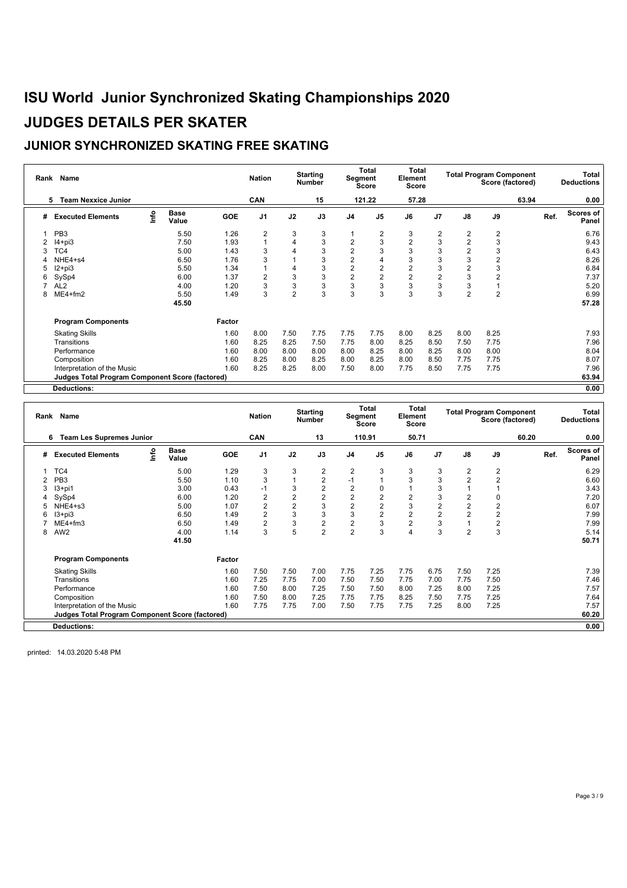# ISU World Junior Synchronized Skating Championships 2020

# JUDGES DETAILS PER SKATER

## JUNIOR SYNCHRONIZED SKATING FREE SKATING

| Rank | Name | Nation | Starting Number | Total Segment Score | Total Element Score | Total Program Component Score (factored) | Total Deductions |
|---|---|---|---|---|---|---|---|
| 5 | Team Nexxice Junior | CAN | 15 | 121.22 | 57.28 | 63.94 | 0.00 |

| # | Executed Elements | Info | Base Value | GOE | J1 | J2 | J3 | J4 | J5 | J6 | J7 | J8 | J9 | Ref. | Scores of Panel |
|---|---|---|---|---|---|---|---|---|---|---|---|---|---|---|---|
| 1 | PB3 | | 5.50 | 1.26 | 2 | 3 | 3 | 1 | 2 | 3 | 2 | 2 | 2 | | 6.76 |
| 2 | I4+pi3 | | 7.50 | 1.93 | 1 | 4 | 3 | 2 | 3 | 2 | 3 | 2 | 3 | | 9.43 |
| 3 | TC4 | | 5.00 | 1.43 | 3 | 4 | 3 | 2 | 3 | 3 | 3 | 2 | 3 | | 6.43 |
| 4 | NHE4+s4 | | 6.50 | 1.76 | 3 | 1 | 3 | 2 | 4 | 3 | 3 | 3 | 2 | | 8.26 |
| 5 | I2+pi3 | | 5.50 | 1.34 | 1 | 4 | 3 | 2 | 2 | 2 | 3 | 2 | 3 | | 6.84 |
| 6 | SySp4 | | 6.00 | 1.37 | 2 | 3 | 3 | 2 | 2 | 2 | 2 | 3 | 2 | | 7.37 |
| 7 | AL2 | | 4.00 | 1.20 | 3 | 3 | 3 | 3 | 3 | 3 | 3 | 3 | 1 | | 5.20 |
| 8 | ME4+fm2 | | 5.50 | 1.49 | 3 | 2 | 3 | 3 | 3 | 3 | 3 | 2 | 2 | | 6.99 |
| | | | 45.50 | | | | | | | | | | | | 57.28 |

| Program Components | Factor | J1 | J2 | J3 | J4 | J5 | J6 | J7 | J8 | J9 | Scores of Panel |
|---|---|---|---|---|---|---|---|---|---|---|---|
| Skating Skills | 1.60 | 8.00 | 7.50 | 7.75 | 7.75 | 7.75 | 8.00 | 8.25 | 8.00 | 8.25 | 7.93 |
| Transitions | 1.60 | 8.25 | 8.25 | 7.50 | 7.75 | 8.00 | 8.25 | 8.50 | 7.50 | 7.75 | 7.96 |
| Performance | 1.60 | 8.00 | 8.00 | 8.00 | 8.00 | 8.25 | 8.00 | 8.25 | 8.00 | 8.00 | 8.04 |
| Composition | 1.60 | 8.25 | 8.00 | 8.25 | 8.00 | 8.25 | 8.00 | 8.50 | 7.75 | 7.75 | 8.07 |
| Interpretation of the Music | 1.60 | 8.25 | 8.25 | 8.00 | 7.50 | 8.00 | 7.75 | 8.50 | 7.75 | 7.75 | 7.96 |
| Judges Total Program Component Score (factored) | | | | | | | | | | | 63.94 |
| Deductions: | | | | | | | | | | | 0.00 |

| Rank | Name | Nation | Starting Number | Total Segment Score | Total Element Score | Total Program Component Score (factored) | Total Deductions |
|---|---|---|---|---|---|---|---|
| 6 | Team Les Supremes Junior | CAN | 13 | 110.91 | 50.71 | 60.20 | 0.00 |

| # | Executed Elements | Info | Base Value | GOE | J1 | J2 | J3 | J4 | J5 | J6 | J7 | J8 | J9 | Ref. | Scores of Panel |
|---|---|---|---|---|---|---|---|---|---|---|---|---|---|---|---|
| 1 | TC4 | | 5.00 | 1.29 | 3 | 3 | 2 | 2 | 3 | 3 | 3 | 2 | 2 | | 6.29 |
| 2 | PB3 | | 5.50 | 1.10 | 3 | 1 | 2 | -1 | 1 | 3 | 3 | 2 | 2 | | 6.60 |
| 3 | I3+pi1 | | 3.00 | 0.43 | -1 | 3 | 2 | 2 | 0 | 1 | 3 | 1 | 1 | | 3.43 |
| 4 | SySp4 | | 6.00 | 1.20 | 2 | 2 | 2 | 2 | 2 | 2 | 3 | 2 | 0 | | 7.20 |
| 5 | NHE4+s3 | | 5.00 | 1.07 | 2 | 2 | 3 | 2 | 2 | 3 | 2 | 2 | 2 | | 6.07 |
| 6 | I3+pi3 | | 6.50 | 1.49 | 2 | 3 | 3 | 3 | 2 | 2 | 2 | 2 | 2 | | 7.99 |
| 7 | ME4+fm3 | | 6.50 | 1.49 | 2 | 3 | 2 | 2 | 3 | 2 | 3 | 1 | 2 | | 7.99 |
| 8 | AW2 | | 4.00 | 1.14 | 3 | 5 | 2 | 2 | 3 | 4 | 3 | 2 | 3 | | 5.14 |
| | | | 41.50 | | | | | | | | | | | | 50.71 |

| Program Components | Factor | J1 | J2 | J3 | J4 | J5 | J6 | J7 | J8 | J9 | Scores of Panel |
|---|---|---|---|---|---|---|---|---|---|---|---|
| Skating Skills | 1.60 | 7.50 | 7.50 | 7.00 | 7.75 | 7.25 | 7.75 | 6.75 | 7.50 | 7.25 | 7.39 |
| Transitions | 1.60 | 7.25 | 7.75 | 7.00 | 7.50 | 7.50 | 7.75 | 7.00 | 7.75 | 7.50 | 7.46 |
| Performance | 1.60 | 7.50 | 8.00 | 7.25 | 7.50 | 7.50 | 8.00 | 7.25 | 8.00 | 7.25 | 7.57 |
| Composition | 1.60 | 7.50 | 8.00 | 7.25 | 7.75 | 7.75 | 8.25 | 7.50 | 7.75 | 7.25 | 7.64 |
| Interpretation of the Music | 1.60 | 7.75 | 7.75 | 7.00 | 7.50 | 7.75 | 7.75 | 7.25 | 8.00 | 7.25 | 7.57 |
| Judges Total Program Component Score (factored) | | | | | | | | | | | 60.20 |
| Deductions: | | | | | | | | | | | 0.00 |

printed: 14.03.2020 5:48 PM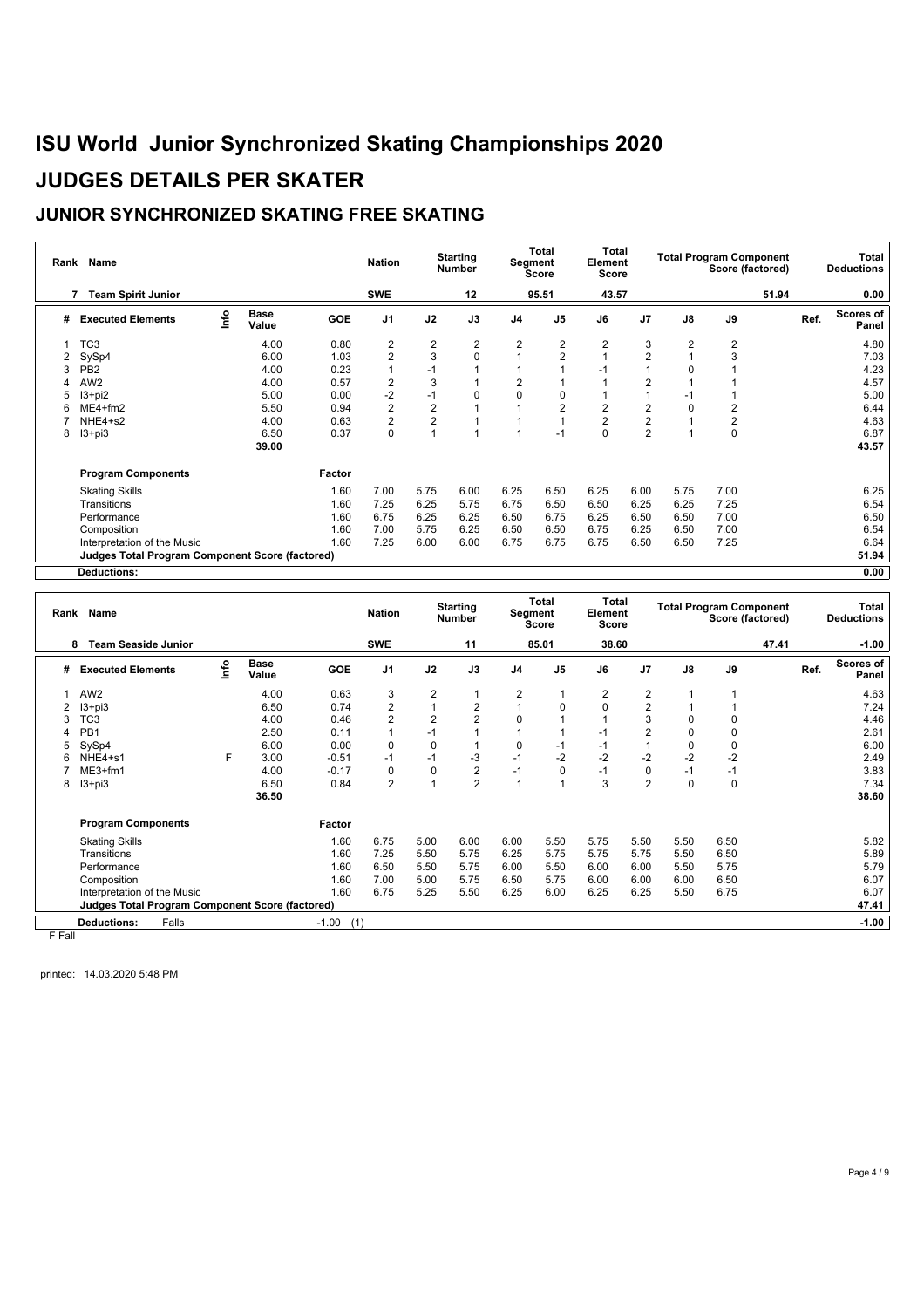# ISU World Junior Synchronized Skating Championships 2020

# JUDGES DETAILS PER SKATER

## JUNIOR SYNCHRONIZED SKATING FREE SKATING

| Rank | Name | Nation | Starting Number | Total Segment Score | Total Element Score | Total Program Component Score (factored) | Total Deductions |
|---|---|---|---|---|---|---|---|
| 7 | Team Spirit Junior | SWE | 12 | 95.51 | 43.57 | 51.94 | 0.00 |

| # | Executed Elements | Info | Base Value | GOE | J1 | J2 | J3 | J4 | J5 | J6 | J7 | J8 | J9 | Ref. | Scores of Panel |
|---|---|---|---|---|---|---|---|---|---|---|---|---|---|---|---|
| 1 | TC3 | | 4.00 | 0.80 | 2 | 2 | 2 | 2 | 2 | 2 | 3 | 2 | 2 | | 4.80 |
| 2 | SySp4 | | 6.00 | 1.03 | 2 | 3 | 0 | 1 | 2 | 1 | 2 | 1 | 3 | | 7.03 |
| 3 | PB2 | | 4.00 | 0.23 | 1 | -1 | 1 | 1 | 1 | -1 | 1 | 0 | 1 | | 4.23 |
| 4 | AW2 | | 4.00 | 0.57 | 2 | 3 | 1 | 2 | 1 | 1 | 2 | 1 | 1 | | 4.57 |
| 5 | I3+pi2 | | 5.00 | 0.00 | -2 | -1 | 0 | 0 | 0 | 1 | 1 | -1 | 1 | | 5.00 |
| 6 | ME4+fm2 | | 5.50 | 0.94 | 2 | 2 | 1 | 1 | 2 | 2 | 2 | 0 | 2 | | 6.44 |
| 7 | NHE4+s2 | | 4.00 | 0.63 | 2 | 2 | 1 | 1 | 1 | 2 | 2 | 1 | 2 | | 4.63 |
| 8 | I3+pi3 | | 6.50 | 0.37 | 0 | 1 | 1 | 1 | -1 | 0 | 2 | 1 | 0 | | 6.87 |
| | | | 39.00 | | | | | | | | | | | | 43.57 |

| Program Components | Factor | J1 | J2 | J3 | J4 | J5 | J6 | J7 | J8 | J9 | Scores of Panel |
|---|---|---|---|---|---|---|---|---|---|---|---|
| Skating Skills | 1.60 | 7.00 | 5.75 | 6.00 | 6.25 | 6.50 | 6.25 | 6.00 | 5.75 | 7.00 | 6.25 |
| Transitions | 1.60 | 7.25 | 6.25 | 5.75 | 6.75 | 6.50 | 6.50 | 6.25 | 6.25 | 7.25 | 6.54 |
| Performance | 1.60 | 6.75 | 6.25 | 6.25 | 6.50 | 6.75 | 6.25 | 6.50 | 6.50 | 7.00 | 6.50 |
| Composition | 1.60 | 7.00 | 5.75 | 6.25 | 6.50 | 6.50 | 6.75 | 6.25 | 6.50 | 7.00 | 6.54 |
| Interpretation of the Music | 1.60 | 7.25 | 6.00 | 6.00 | 6.75 | 6.75 | 6.75 | 6.50 | 6.50 | 7.25 | 6.64 |
| **Judges Total Program Component Score (factored)** | | | | | | | | | | | **51.94** |
| **Deductions:** | | | | | | | | | | | **0.00** |

| Rank | Name | Nation | Starting Number | Total Segment Score | Total Element Score | Total Program Component Score (factored) | Total Deductions |
|---|---|---|---|---|---|---|---|
| 8 | Team Seaside Junior | SWE | 11 | 85.01 | 38.60 | 47.41 | -1.00 |

| # | Executed Elements | Info | Base Value | GOE | J1 | J2 | J3 | J4 | J5 | J6 | J7 | J8 | J9 | Ref. | Scores of Panel |
|---|---|---|---|---|---|---|---|---|---|---|---|---|---|---|---|
| 1 | AW2 | | 4.00 | 0.63 | 3 | 2 | 1 | 2 | 1 | 2 | 2 | 1 | 1 | | 4.63 |
| 2 | I3+pi3 | | 6.50 | 0.74 | 2 | 1 | 2 | 1 | 0 | 0 | 2 | 1 | 1 | | 7.24 |
| 3 | TC3 | | 4.00 | 0.46 | 2 | 2 | 2 | 0 | 1 | 1 | 3 | 0 | 0 | | 4.46 |
| 4 | PB1 | | 2.50 | 0.11 | 1 | -1 | 1 | 1 | 1 | -1 | 2 | 0 | 0 | | 2.61 |
| 5 | SySp4 | | 6.00 | 0.00 | 0 | 0 | 1 | 0 | -1 | -1 | 1 | 0 | 0 | | 6.00 |
| 6 | NHE4+s1 | F | 3.00 | -0.51 | -1 | -1 | -3 | -1 | -2 | -2 | -2 | -2 | -2 | | 2.49 |
| 7 | ME3+fm1 | | 4.00 | -0.17 | 0 | 0 | 2 | -1 | 0 | -1 | 0 | -1 | -1 | | 3.83 |
| 8 | I3+pi3 | | 6.50 | 0.84 | 2 | 1 | 2 | 1 | 1 | 3 | 2 | 0 | 0 | | 7.34 |
| | | | 36.50 | | | | | | | | | | | | 38.60 |

| Program Components | Factor | J1 | J2 | J3 | J4 | J5 | J6 | J7 | J8 | J9 | Scores of Panel |
|---|---|---|---|---|---|---|---|---|---|---|---|
| Skating Skills | 1.60 | 6.75 | 5.00 | 6.00 | 6.00 | 5.50 | 5.75 | 5.50 | 5.50 | 6.50 | 5.82 |
| Transitions | 1.60 | 7.25 | 5.50 | 5.75 | 6.25 | 5.75 | 5.75 | 5.75 | 5.50 | 6.50 | 5.89 |
| Performance | 1.60 | 6.50 | 5.50 | 5.75 | 6.00 | 5.50 | 6.00 | 6.00 | 5.50 | 5.75 | 5.79 |
| Composition | 1.60 | 7.00 | 5.00 | 5.75 | 6.50 | 5.75 | 6.00 | 6.00 | 6.00 | 6.50 | 6.07 |
| Interpretation of the Music | 1.60 | 6.75 | 5.25 | 5.50 | 6.25 | 6.00 | 6.25 | 6.25 | 5.50 | 6.75 | 6.07 |
| **Judges Total Program Component Score (factored)** | | | | | | | | | | | **47.41** |
| **Deductions:** Falls | -1.00 (1) | | | | | | | | | | **-1.00** |

F Fall

printed: 14.03.2020 5:48 PM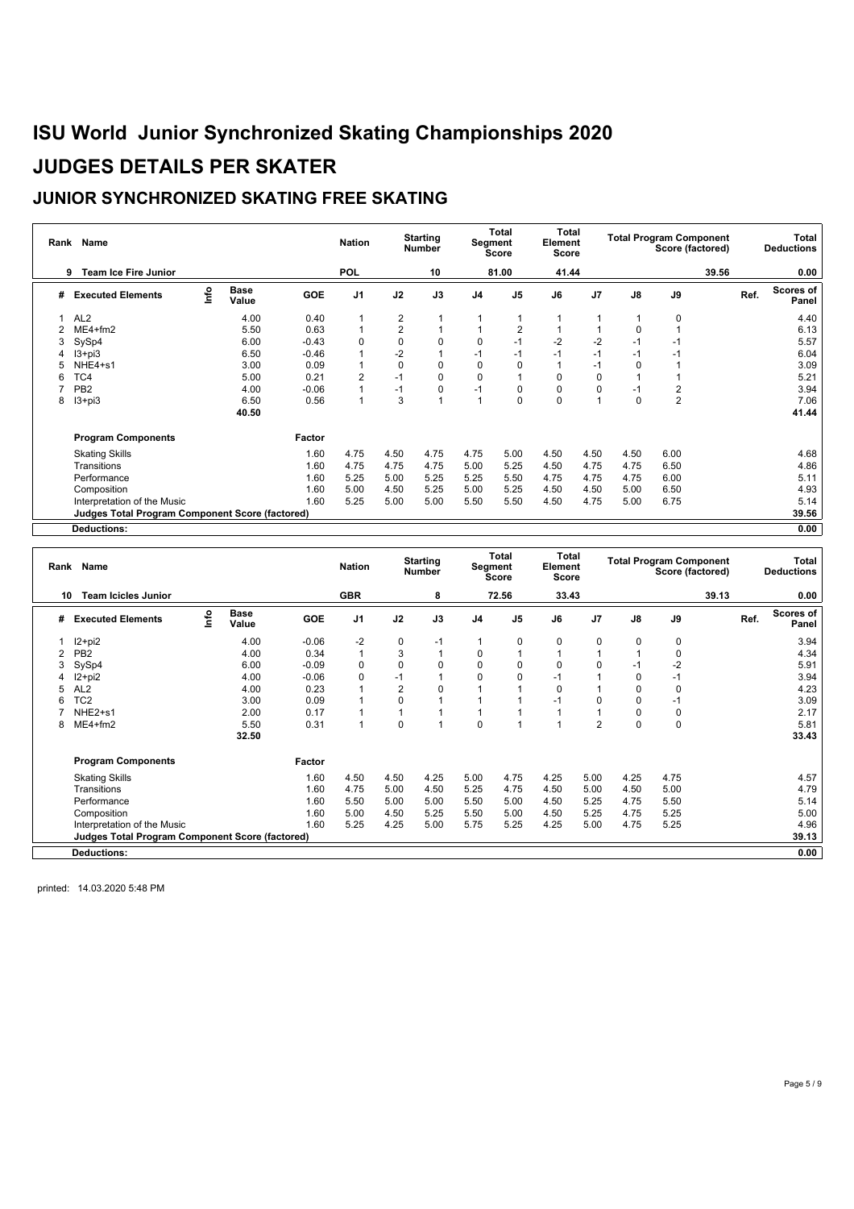# ISU World Junior Synchronized Skating Championships 2020

# JUDGES DETAILS PER SKATER

## JUNIOR SYNCHRONIZED SKATING FREE SKATING

| Rank | Name | Nation | Starting Number | Total Segment Score | Total Element Score | Total Program Component Score (factored) | Total Deductions |
|---|---|---|---|---|---|---|---|
| 9 | Team Ice Fire Junior | POL | 10 | 81.00 | 41.44 | 39.56 | 0.00 |

| # | Executed Elements | Info | Base Value | GOE | J1 | J2 | J3 | J4 | J5 | J6 | J7 | J8 | J9 | Ref. | Scores of Panel |
|---|---|---|---|---|---|---|---|---|---|---|---|---|---|---|---|
| 1 | AL2 | | 4.00 | 0.40 | 1 | 2 | 1 | 1 | 1 | 1 | 1 | 1 | 0 | | 4.40 |
| 2 | ME4+fm2 | | 5.50 | 0.63 | 1 | 2 | 1 | 1 | 2 | 1 | 1 | 0 | 1 | | 6.13 |
| 3 | SySp4 | | 6.00 | -0.43 | 0 | 0 | 0 | 0 | -1 | -2 | -2 | -1 | -1 | | 5.57 |
| 4 | I3+pi3 | | 6.50 | -0.46 | 1 | -2 | 1 | -1 | -1 | -1 | -1 | -1 | -1 | | 6.04 |
| 5 | NHE4+s1 | | 3.00 | 0.09 | 1 | 0 | 0 | 0 | 0 | 1 | -1 | 0 | 1 | | 3.09 |
| 6 | TC4 | | 5.00 | 0.21 | 2 | -1 | 0 | 0 | 1 | 0 | 0 | 1 | 1 | | 5.21 |
| 7 | PB2 | | 4.00 | -0.06 | 1 | -1 | 0 | -1 | 0 | 0 | 0 | -1 | 2 | | 3.94 |
| 8 | I3+pi3 | | 6.50 | 0.56 | 1 | 3 | 1 | 1 | 0 | 0 | 1 | 0 | 2 | | 7.06 |
| | | | 40.50 | | | | | | | | | | | | 41.44 |

| Program Components | Factor | J1 | J2 | J3 | J4 | J5 | J6 | J7 | J8 | J9 | Scores of Panel |
|---|---|---|---|---|---|---|---|---|---|---|---|
| Skating Skills | 1.60 | 4.75 | 4.50 | 4.75 | 4.75 | 5.00 | 4.50 | 4.50 | 4.50 | 6.00 | 4.68 |
| Transitions | 1.60 | 4.75 | 4.75 | 4.75 | 5.00 | 5.25 | 4.50 | 4.75 | 4.75 | 6.50 | 4.86 |
| Performance | 1.60 | 5.25 | 5.00 | 5.25 | 5.25 | 5.50 | 4.75 | 4.75 | 4.75 | 6.00 | 5.11 |
| Composition | 1.60 | 5.00 | 4.50 | 5.25 | 5.00 | 5.25 | 4.50 | 4.50 | 5.00 | 6.50 | 4.93 |
| Interpretation of the Music | 1.60 | 5.25 | 5.00 | 5.00 | 5.50 | 5.50 | 4.50 | 4.75 | 5.00 | 6.75 | 5.14 |
| **Judges Total Program Component Score (factored)** | | | | | | | | | | | 39.56 |
| **Deductions:** | | | | | | | | | | | 0.00 |

| Rank | Name | Nation | Starting Number | Total Segment Score | Total Element Score | Total Program Component Score (factored) | Total Deductions |
|---|---|---|---|---|---|---|---|
| 10 | Team Icicles Junior | GBR | 8 | 72.56 | 33.43 | 39.13 | 0.00 |

| # | Executed Elements | Info | Base Value | GOE | J1 | J2 | J3 | J4 | J5 | J6 | J7 | J8 | J9 | Ref. | Scores of Panel |
|---|---|---|---|---|---|---|---|---|---|---|---|---|---|---|---|
| 1 | I2+pi2 | | 4.00 | -0.06 | -2 | 0 | -1 | 1 | 0 | 0 | 0 | 0 | 0 | | 3.94 |
| 2 | PB2 | | 4.00 | 0.34 | 1 | 3 | 1 | 0 | 1 | 1 | 1 | 1 | 0 | | 4.34 |
| 3 | SySp4 | | 6.00 | -0.09 | 0 | 0 | 0 | 0 | 0 | 0 | 0 | -1 | -2 | | 5.91 |
| 4 | I2+pi2 | | 4.00 | -0.06 | 0 | -1 | 1 | 0 | 0 | -1 | 1 | 0 | -1 | | 3.94 |
| 5 | AL2 | | 4.00 | 0.23 | 1 | 2 | 0 | 1 | 1 | 0 | 1 | 0 | 0 | | 4.23 |
| 6 | TC2 | | 3.00 | 0.09 | 1 | 0 | 1 | 1 | 1 | -1 | 0 | 0 | -1 | | 3.09 |
| 7 | NHE2+s1 | | 2.00 | 0.17 | 1 | 1 | 1 | 1 | 1 | 1 | 1 | 0 | 0 | | 2.17 |
| 8 | ME4+fm2 | | 5.50 | 0.31 | 1 | 0 | 1 | 0 | 1 | 1 | 2 | 0 | 0 | | 5.81 |
| | | | 32.50 | | | | | | | | | | | | 33.43 |

| Program Components | Factor | J1 | J2 | J3 | J4 | J5 | J6 | J7 | J8 | J9 | Scores of Panel |
|---|---|---|---|---|---|---|---|---|---|---|---|
| Skating Skills | 1.60 | 4.50 | 4.50 | 4.25 | 5.00 | 4.75 | 4.25 | 5.00 | 4.25 | 4.75 | 4.57 |
| Transitions | 1.60 | 4.75 | 5.00 | 4.50 | 5.25 | 4.75 | 4.50 | 5.00 | 4.50 | 5.00 | 4.79 |
| Performance | 1.60 | 5.50 | 5.00 | 5.00 | 5.50 | 5.00 | 4.50 | 5.25 | 4.75 | 5.50 | 5.14 |
| Composition | 1.60 | 5.00 | 4.50 | 5.25 | 5.50 | 5.00 | 4.50 | 5.25 | 4.75 | 5.25 | 5.00 |
| Interpretation of the Music | 1.60 | 5.25 | 4.25 | 5.00 | 5.75 | 5.25 | 4.25 | 5.00 | 4.75 | 5.25 | 4.96 |
| **Judges Total Program Component Score (factored)** | | | | | | | | | | | 39.13 |
| **Deductions:** | | | | | | | | | | | 0.00 |

printed: 14.03.2020 5:48 PM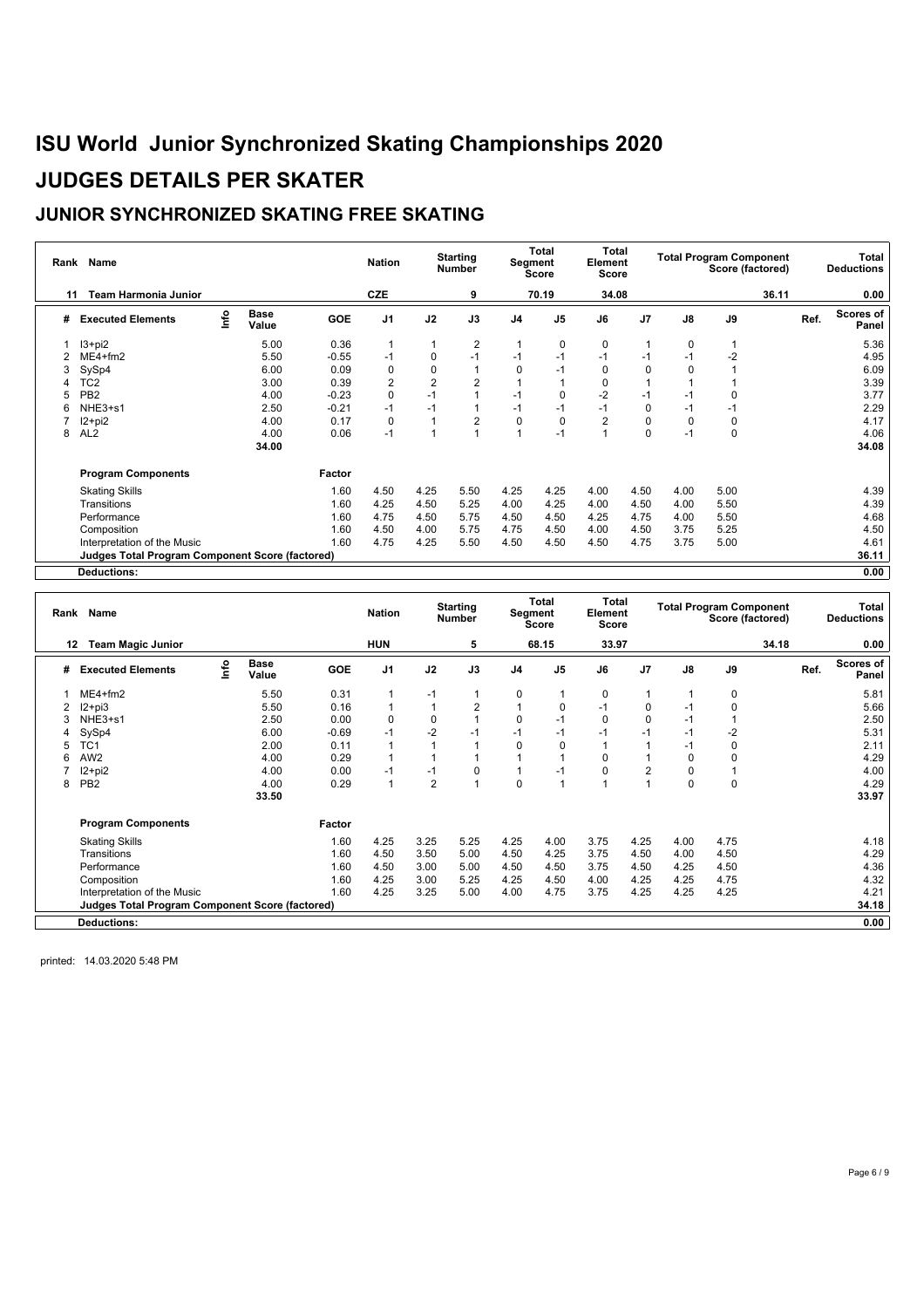# ISU World Junior Synchronized Skating Championships 2020

# JUDGES DETAILS PER SKATER

## JUNIOR SYNCHRONIZED SKATING FREE SKATING

| Rank | Name | Nation | Starting Number | Total Segment Score | Total Element Score | Total Program Component Score (factored) | Total Deductions |
|---|---|---|---|---|---|---|---|
| 11 | Team Harmonia Junior | CZE | 9 | 70.19 | 34.08 | 36.11 | 0.00 |

| # | Executed Elements | Info | Base Value | GOE | J1 | J2 | J3 | J4 | J5 | J6 | J7 | J8 | J9 | Ref. | Scores of Panel |
|---|---|---|---|---|---|---|---|---|---|---|---|---|---|---|---|
| 1 | I3+pi2 | | 5.00 | 0.36 | 1 | 1 | 2 | 1 | 0 | 0 | 1 | 0 | 1 | | 5.36 |
| 2 | ME4+fm2 | | 5.50 | -0.55 | -1 | 0 | -1 | -1 | -1 | -1 | -1 | -1 | -2 | | 4.95 |
| 3 | SySp4 | | 6.00 | 0.09 | 0 | 0 | 1 | 0 | -1 | 0 | 0 | 0 | 1 | | 6.09 |
| 4 | TC2 | | 3.00 | 0.39 | 2 | 2 | 2 | 1 | 1 | 0 | 1 | 1 | 1 | | 3.39 |
| 5 | PB2 | | 4.00 | -0.23 | 0 | -1 | 1 | -1 | 0 | -2 | -1 | -1 | 0 | | 3.77 |
| 6 | NHE3+s1 | | 2.50 | -0.21 | -1 | -1 | 1 | -1 | -1 | -1 | 0 | -1 | -1 | | 2.29 |
| 7 | I2+pi2 | | 4.00 | 0.17 | 0 | 1 | 2 | 0 | 0 | 2 | 0 | 0 | 0 | | 4.17 |
| 8 | AL2 | | 4.00 | 0.06 | -1 | 1 | 1 | 1 | -1 | 1 | 0 | -1 | 0 | | 4.06 |
| | | | 34.00 | | | | | | | | | | | | 34.08 |

| Program Components | Factor | J1 | J2 | J3 | J4 | J5 | J6 | J7 | J8 | J9 | Scores of Panel |
|---|---|---|---|---|---|---|---|---|---|---|---|
| Skating Skills | 1.60 | 4.50 | 4.25 | 5.50 | 4.25 | 4.25 | 4.00 | 4.50 | 4.00 | 5.00 | 4.39 |
| Transitions | 1.60 | 4.25 | 4.50 | 5.25 | 4.00 | 4.25 | 4.00 | 4.50 | 4.00 | 5.50 | 4.39 |
| Performance | 1.60 | 4.75 | 4.50 | 5.75 | 4.50 | 4.50 | 4.25 | 4.75 | 4.00 | 5.50 | 4.68 |
| Composition | 1.60 | 4.50 | 4.00 | 5.75 | 4.75 | 4.50 | 4.00 | 4.50 | 3.75 | 5.25 | 4.50 |
| Interpretation of the Music | 1.60 | 4.75 | 4.25 | 5.50 | 4.50 | 4.50 | 4.50 | 4.75 | 3.75 | 5.00 | 4.61 |
| **Judges Total Program Component Score (factored)** | | | | | | | | | | | **36.11** |
| **Deductions:** | | | | | | | | | | | **0.00** |

| Rank | Name | Nation | Starting Number | Total Segment Score | Total Element Score | Total Program Component Score (factored) | Total Deductions |
|---|---|---|---|---|---|---|---|
| 12 | Team Magic Junior | HUN | 5 | 68.15 | 33.97 | 34.18 | 0.00 |

| # | Executed Elements | Info | Base Value | GOE | J1 | J2 | J3 | J4 | J5 | J6 | J7 | J8 | J9 | Ref. | Scores of Panel |
|---|---|---|---|---|---|---|---|---|---|---|---|---|---|---|---|
| 1 | ME4+fm2 | | 5.50 | 0.31 | 1 | -1 | 1 | 0 | 1 | 0 | 1 | 1 | 0 | | 5.81 |
| 2 | I2+pi3 | | 5.50 | 0.16 | 1 | 1 | 2 | 1 | 0 | -1 | 0 | -1 | 0 | | 5.66 |
| 3 | NHE3+s1 | | 2.50 | 0.00 | 0 | 0 | 1 | 0 | -1 | 0 | 0 | -1 | 1 | | 2.50 |
| 4 | SySp4 | | 6.00 | -0.69 | -1 | -2 | -1 | -1 | -1 | -1 | -1 | -1 | -2 | | 5.31 |
| 5 | TC1 | | 2.00 | 0.11 | 1 | 1 | 1 | 0 | 0 | 1 | 1 | -1 | 0 | | 2.11 |
| 6 | AW2 | | 4.00 | 0.29 | 1 | 1 | 1 | 1 | 1 | 0 | 1 | 0 | 0 | | 4.29 |
| 7 | I2+pi2 | | 4.00 | 0.00 | -1 | -1 | 0 | 1 | -1 | 0 | 2 | 0 | 1 | | 4.00 |
| 8 | PB2 | | 4.00 | 0.29 | 1 | 2 | 1 | 0 | 1 | 1 | 1 | 0 | 0 | | 4.29 |
| | | | 33.50 | | | | | | | | | | | | 33.97 |

| Program Components | Factor | J1 | J2 | J3 | J4 | J5 | J6 | J7 | J8 | J9 | Scores of Panel |
|---|---|---|---|---|---|---|---|---|---|---|---|
| Skating Skills | 1.60 | 4.25 | 3.25 | 5.25 | 4.25 | 4.00 | 3.75 | 4.25 | 4.00 | 4.75 | 4.18 |
| Transitions | 1.60 | 4.50 | 3.50 | 5.00 | 4.50 | 4.25 | 3.75 | 4.50 | 4.00 | 4.50 | 4.29 |
| Performance | 1.60 | 4.50 | 3.00 | 5.00 | 4.50 | 4.50 | 3.75 | 4.50 | 4.25 | 4.50 | 4.36 |
| Composition | 1.60 | 4.25 | 3.00 | 5.25 | 4.25 | 4.50 | 4.00 | 4.25 | 4.25 | 4.75 | 4.32 |
| Interpretation of the Music | 1.60 | 4.25 | 3.25 | 5.00 | 4.00 | 4.75 | 3.75 | 4.25 | 4.25 | 4.25 | 4.21 |
| **Judges Total Program Component Score (factored)** | | | | | | | | | | | **34.18** |
| **Deductions:** | | | | | | | | | | | **0.00** |

printed: 14.03.2020 5:48 PM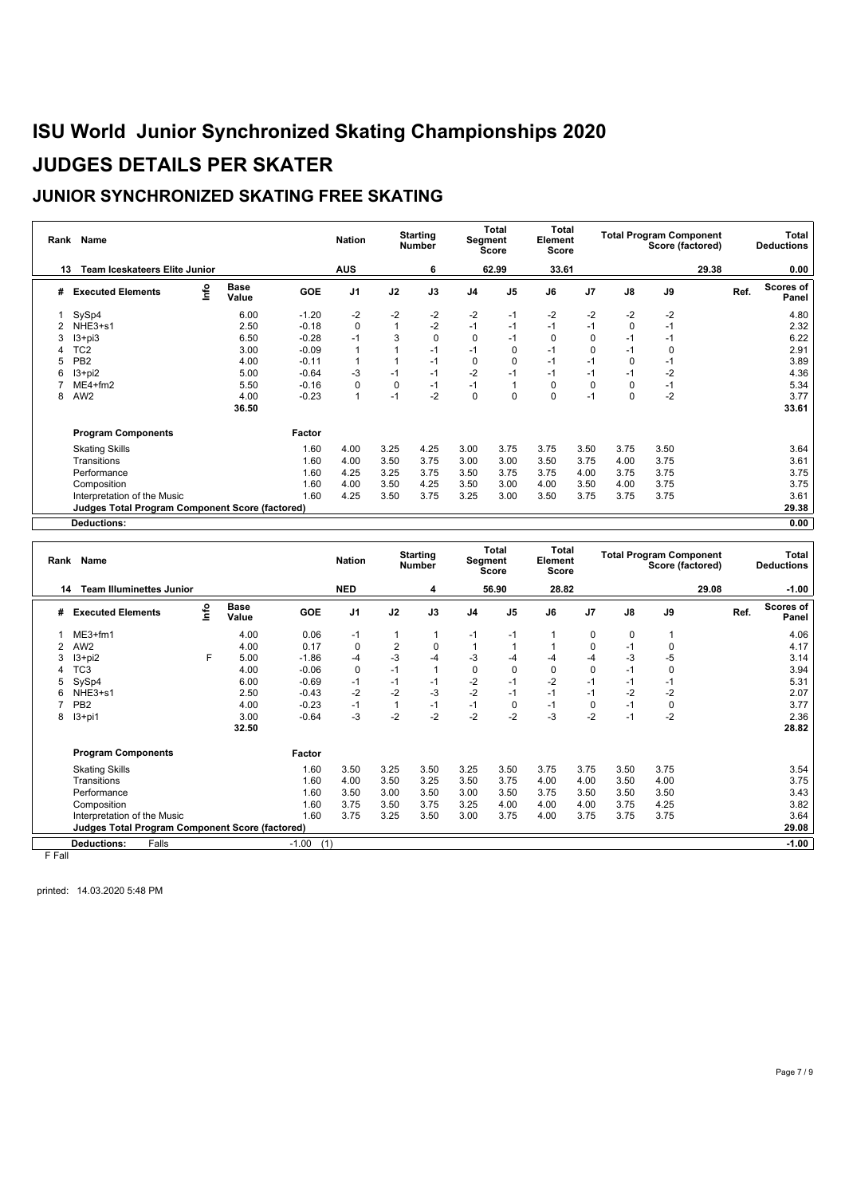# ISU World Junior Synchronized Skating Championships 2020

# JUDGES DETAILS PER SKATER

## JUNIOR SYNCHRONIZED SKATING FREE SKATING

| Rank | Name | Nation | Starting Number | Total Segment Score | Total Element Score | Total Program Component Score (factored) | Total Deductions |
|---|---|---|---|---|---|---|---|
| 13 | Team Iceskateers Elite Junior | AUS | 6 | 62.99 | 33.61 | 29.38 | 0.00 |

| # | Executed Elements | Info | Base Value | GOE | J1 | J2 | J3 | J4 | J5 | J6 | J7 | J8 | J9 | Ref. | Scores of Panel |
|---|---|---|---|---|---|---|---|---|---|---|---|---|---|---|---|
| 1 | SySp4 | | 6.00 | -1.20 | -2 | -2 | -2 | -2 | -1 | -2 | -2 | -2 | -2 | | 4.80 |
| 2 | NHE3+s1 | | 2.50 | -0.18 | 0 | 1 | -2 | -1 | -1 | -1 | -1 | 0 | -1 | | 2.32 |
| 3 | I3+pi3 | | 6.50 | -0.28 | -1 | 3 | 0 | 0 | -1 | 0 | 0 | -1 | -1 | | 6.22 |
| 4 | TC2 | | 3.00 | -0.09 | 1 | 1 | -1 | -1 | 0 | -1 | 0 | -1 | 0 | | 2.91 |
| 5 | PB2 | | 4.00 | -0.11 | 1 | 1 | -1 | 0 | 0 | -1 | -1 | 0 | -1 | | 3.89 |
| 6 | I3+pi2 | | 5.00 | -0.64 | -3 | -1 | -1 | -2 | -1 | -1 | -1 | -1 | -2 | | 4.36 |
| 7 | ME4+fm2 | | 5.50 | -0.16 | 0 | 0 | -1 | -1 | 1 | 0 | 0 | 0 | -1 | | 5.34 |
| 8 | AW2 | | 4.00 | -0.23 | 1 | -1 | -2 | 0 | 0 | 0 | -1 | 0 | -2 | | 3.77 |
| | | | 36.50 | | | | | | | | | | | | 33.61 |

| Program Components | Factor | J1 | J2 | J3 | J4 | J5 | J6 | J7 | J8 | J9 | Scores of Panel |
|---|---|---|---|---|---|---|---|---|---|---|---|
| Skating Skills | 1.60 | 4.00 | 3.25 | 4.25 | 3.00 | 3.75 | 3.75 | 3.50 | 3.75 | 3.50 | 3.64 |
| Transitions | 1.60 | 4.00 | 3.50 | 3.75 | 3.00 | 3.00 | 3.50 | 3.75 | 4.00 | 3.75 | 3.61 |
| Performance | 1.60 | 4.25 | 3.25 | 3.75 | 3.50 | 3.75 | 3.75 | 4.00 | 3.75 | 3.75 | 3.75 |
| Composition | 1.60 | 4.00 | 3.50 | 4.25 | 3.50 | 3.00 | 4.00 | 3.50 | 4.00 | 3.75 | 3.75 |
| Interpretation of the Music | 1.60 | 4.25 | 3.50 | 3.75 | 3.25 | 3.00 | 3.50 | 3.75 | 3.75 | 3.75 | 3.61 |
| **Judges Total Program Component Score (factored)** | | | | | | | | | | | 29.38 |
| **Deductions:** | | | | | | | | | | | 0.00 |

| Rank | Name | Nation | Starting Number | Total Segment Score | Total Element Score | Total Program Component Score (factored) | Total Deductions |
|---|---|---|---|---|---|---|---|
| 14 | Team Illuminettes Junior | NED | 4 | 56.90 | 28.82 | 29.08 | -1.00 |

| # | Executed Elements | Info | Base Value | GOE | J1 | J2 | J3 | J4 | J5 | J6 | J7 | J8 | J9 | Ref. | Scores of Panel |
|---|---|---|---|---|---|---|---|---|---|---|---|---|---|---|---|
| 1 | ME3+fm1 | | 4.00 | 0.06 | -1 | 1 | 1 | -1 | -1 | 1 | 0 | 0 | 1 | | 4.06 |
| 2 | AW2 | | 4.00 | 0.17 | 0 | 2 | 0 | 1 | 1 | 1 | 0 | -1 | 0 | | 4.17 |
| 3 | I3+pi2 | F | 5.00 | -1.86 | -4 | -3 | -4 | -3 | -4 | -4 | -4 | -3 | -5 | | 3.14 |
| 4 | TC3 | | 4.00 | -0.06 | 0 | -1 | 1 | 0 | 0 | 0 | 0 | -1 | 0 | | 3.94 |
| 5 | SySp4 | | 6.00 | -0.69 | -1 | -1 | -1 | -2 | -1 | -2 | -1 | -1 | -1 | | 5.31 |
| 6 | NHE3+s1 | | 2.50 | -0.43 | -2 | -2 | -3 | -2 | -1 | -1 | -1 | -2 | -2 | | 2.07 |
| 7 | PB2 | | 4.00 | -0.23 | -1 | 1 | -1 | -1 | 0 | -1 | 0 | -1 | 0 | | 3.77 |
| 8 | I3+pi1 | | 3.00 | -0.64 | -3 | -2 | -2 | -2 | -2 | -3 | -2 | -1 | -2 | | 2.36 |
| | | | 32.50 | | | | | | | | | | | | 28.82 |

| Program Components | Factor | J1 | J2 | J3 | J4 | J5 | J6 | J7 | J8 | J9 | Scores of Panel |
|---|---|---|---|---|---|---|---|---|---|---|---|
| Skating Skills | 1.60 | 3.50 | 3.25 | 3.50 | 3.25 | 3.50 | 3.75 | 3.75 | 3.50 | 3.75 | 3.54 |
| Transitions | 1.60 | 4.00 | 3.50 | 3.25 | 3.50 | 3.75 | 4.00 | 4.00 | 3.50 | 4.00 | 3.75 |
| Performance | 1.60 | 3.50 | 3.00 | 3.50 | 3.00 | 3.50 | 3.75 | 3.50 | 3.50 | 3.50 | 3.43 |
| Composition | 1.60 | 3.75 | 3.50 | 3.75 | 3.25 | 4.00 | 4.00 | 4.00 | 3.75 | 4.25 | 3.82 |
| Interpretation of the Music | 1.60 | 3.75 | 3.25 | 3.50 | 3.00 | 3.75 | 4.00 | 3.75 | 3.75 | 3.75 | 3.64 |
| **Judges Total Program Component Score (factored)** | | | | | | | | | | | 29.08 |
| **Deductions:** Falls | -1.00 (1) | | | | | | | | | | -1.00 |

F Fall

printed: 14.03.2020 5:48 PM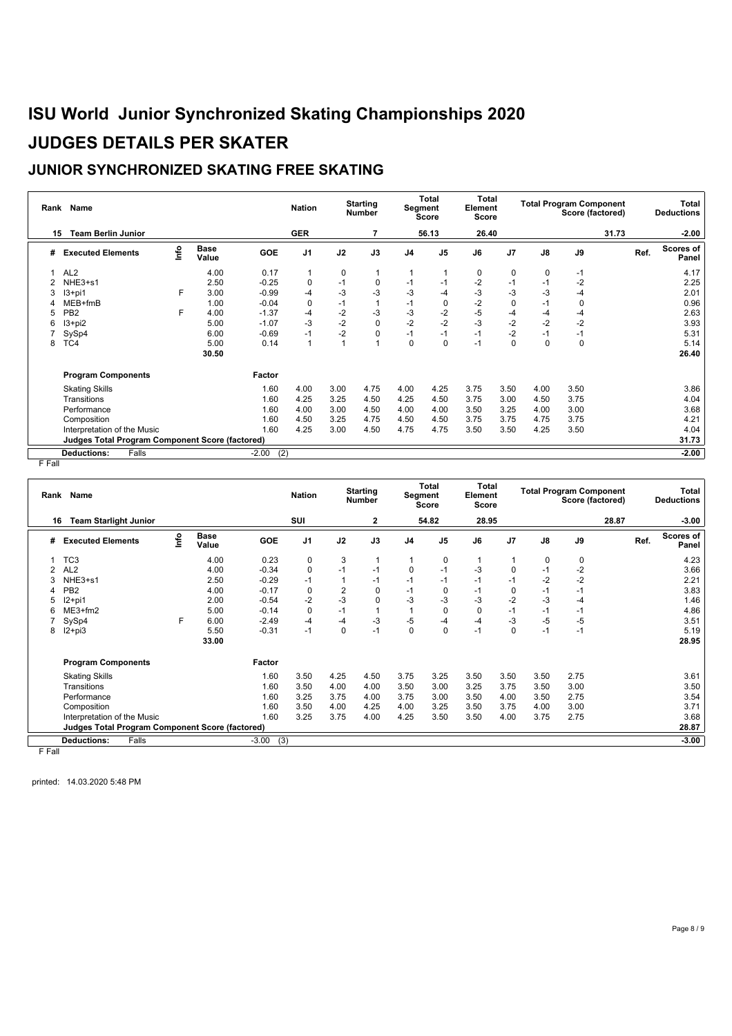# ISU World Junior Synchronized Skating Championships 2020

# JUDGES DETAILS PER SKATER

## JUNIOR SYNCHRONIZED SKATING FREE SKATING

| Rank | Name | Nation | Starting Number | Total Segment Score | Total Element Score | Total Program Component Score (factored) | Total Deductions |
|---|---|---|---|---|---|---|---|
| 15 | Team Berlin Junior | GER | 7 | 56.13 | 26.40 | 31.73 | -2.00 |

| # | Executed Elements | Info | Base Value | GOE | J1 | J2 | J3 | J4 | J5 | J6 | J7 | J8 | J9 | Ref. | Scores of Panel |
|---|---|---|---|---|---|---|---|---|---|---|---|---|---|---|---|
| 1 | AL2 | | 4.00 | 0.17 | 1 | 0 | 1 | 1 | 1 | 0 | 0 | 0 | -1 | | 4.17 |
| 2 | NHE3+s1 | | 2.50 | -0.25 | 0 | -1 | 0 | -1 | -1 | -2 | -1 | -1 | -2 | | 2.25 |
| 3 | I3+pi1 | F | 3.00 | -0.99 | -4 | -3 | -3 | -3 | -4 | -3 | -3 | -3 | -4 | | 2.01 |
| 4 | MEB+fmB | | 1.00 | -0.04 | 0 | -1 | 1 | -1 | 0 | -2 | 0 | -1 | 0 | | 0.96 |
| 5 | PB2 | F | 4.00 | -1.37 | -4 | -2 | -3 | -3 | -2 | -5 | -4 | -4 | -4 | | 2.63 |
| 6 | I3+pi2 | | 5.00 | -1.07 | -3 | -2 | 0 | -2 | -2 | -3 | -2 | -2 | -2 | | 3.93 |
| 7 | SySp4 | | 6.00 | -0.69 | -1 | -2 | 0 | -1 | -1 | -1 | -2 | -1 | -1 | | 5.31 |
| 8 | TC4 | | 5.00 | 0.14 | 1 | 1 | 1 | 0 | 0 | -1 | 0 | 0 | 0 | | 5.14 |
| | | | 30.50 | | | | | | | | | | | | 26.40 |

| Program Components | Factor | J1 | J2 | J3 | J4 | J5 | J6 | J7 | J8 | J9 | Scores of Panel |
|---|---|---|---|---|---|---|---|---|---|---|---|
| Skating Skills | 1.60 | 4.00 | 3.00 | 4.75 | 4.00 | 4.25 | 3.75 | 3.50 | 4.00 | 3.50 | 3.86 |
| Transitions | 1.60 | 4.25 | 3.25 | 4.50 | 4.25 | 4.50 | 3.75 | 3.00 | 4.50 | 3.75 | 4.04 |
| Performance | 1.60 | 4.00 | 3.00 | 4.50 | 4.00 | 4.00 | 3.50 | 3.25 | 4.00 | 3.00 | 3.68 |
| Composition | 1.60 | 4.50 | 3.25 | 4.75 | 4.50 | 4.50 | 3.75 | 3.75 | 4.75 | 3.75 | 4.21 |
| Interpretation of the Music | 1.60 | 4.25 | 3.00 | 4.50 | 4.75 | 4.75 | 3.50 | 3.50 | 4.25 | 3.50 | 4.04 |
| Judges Total Program Component Score (factored) | | | | | | | | | | | 31.73 |
| Deductions: Falls | -2.00 (2) | | | | | | | | | | -2.00 |

F Fall

| Rank | Name | Nation | Starting Number | Total Segment Score | Total Element Score | Total Program Component Score (factored) | Total Deductions |
|---|---|---|---|---|---|---|---|
| 16 | Team Starlight Junior | SUI | 2 | 54.82 | 28.95 | 28.87 | -3.00 |

| # | Executed Elements | Info | Base Value | GOE | J1 | J2 | J3 | J4 | J5 | J6 | J7 | J8 | J9 | Ref. | Scores of Panel |
|---|---|---|---|---|---|---|---|---|---|---|---|---|---|---|---|
| 1 | TC3 | | 4.00 | 0.23 | 0 | 3 | 1 | 1 | 0 | 1 | 1 | 0 | 0 | | 4.23 |
| 2 | AL2 | | 4.00 | -0.34 | 0 | -1 | -1 | 0 | -1 | -3 | 0 | -1 | -2 | | 3.66 |
| 3 | NHE3+s1 | | 2.50 | -0.29 | -1 | 1 | -1 | -1 | -1 | -1 | -1 | -2 | -2 | | 2.21 |
| 4 | PB2 | | 4.00 | -0.17 | 0 | 2 | 0 | -1 | 0 | -1 | 0 | -1 | -1 | | 3.83 |
| 5 | I2+pi1 | | 2.00 | -0.54 | -2 | -3 | 0 | -3 | -3 | -3 | -2 | -3 | -4 | | 1.46 |
| 6 | ME3+fm2 | | 5.00 | -0.14 | 0 | -1 | 1 | 1 | 0 | 0 | -1 | -1 | -1 | | 4.86 |
| 7 | SySp4 | F | 6.00 | -2.49 | -4 | -4 | -3 | -5 | -4 | -4 | -3 | -5 | -5 | | 3.51 |
| 8 | I2+pi3 | | 5.50 | -0.31 | -1 | 0 | -1 | 0 | 0 | -1 | 0 | -1 | -1 | | 5.19 |
| | | | 33.00 | | | | | | | | | | | | 28.95 |

| Program Components | Factor | J1 | J2 | J3 | J4 | J5 | J6 | J7 | J8 | J9 | Scores of Panel |
|---|---|---|---|---|---|---|---|---|---|---|---|
| Skating Skills | 1.60 | 3.50 | 4.25 | 4.50 | 3.75 | 3.25 | 3.50 | 3.50 | 3.50 | 2.75 | 3.61 |
| Transitions | 1.60 | 3.50 | 4.00 | 4.00 | 3.50 | 3.00 | 3.25 | 3.75 | 3.50 | 3.00 | 3.50 |
| Performance | 1.60 | 3.25 | 3.75 | 4.00 | 3.75 | 3.00 | 3.50 | 4.00 | 3.50 | 2.75 | 3.54 |
| Composition | 1.60 | 3.50 | 4.00 | 4.25 | 4.00 | 3.25 | 3.50 | 3.75 | 4.00 | 3.00 | 3.71 |
| Interpretation of the Music | 1.60 | 3.25 | 3.75 | 4.00 | 4.25 | 3.50 | 3.50 | 4.00 | 3.75 | 2.75 | 3.68 |
| Judges Total Program Component Score (factored) | | | | | | | | | | | 28.87 |
| Deductions: Falls | -3.00 (3) | | | | | | | | | | -3.00 |

F Fall

printed: 14.03.2020 5:48 PM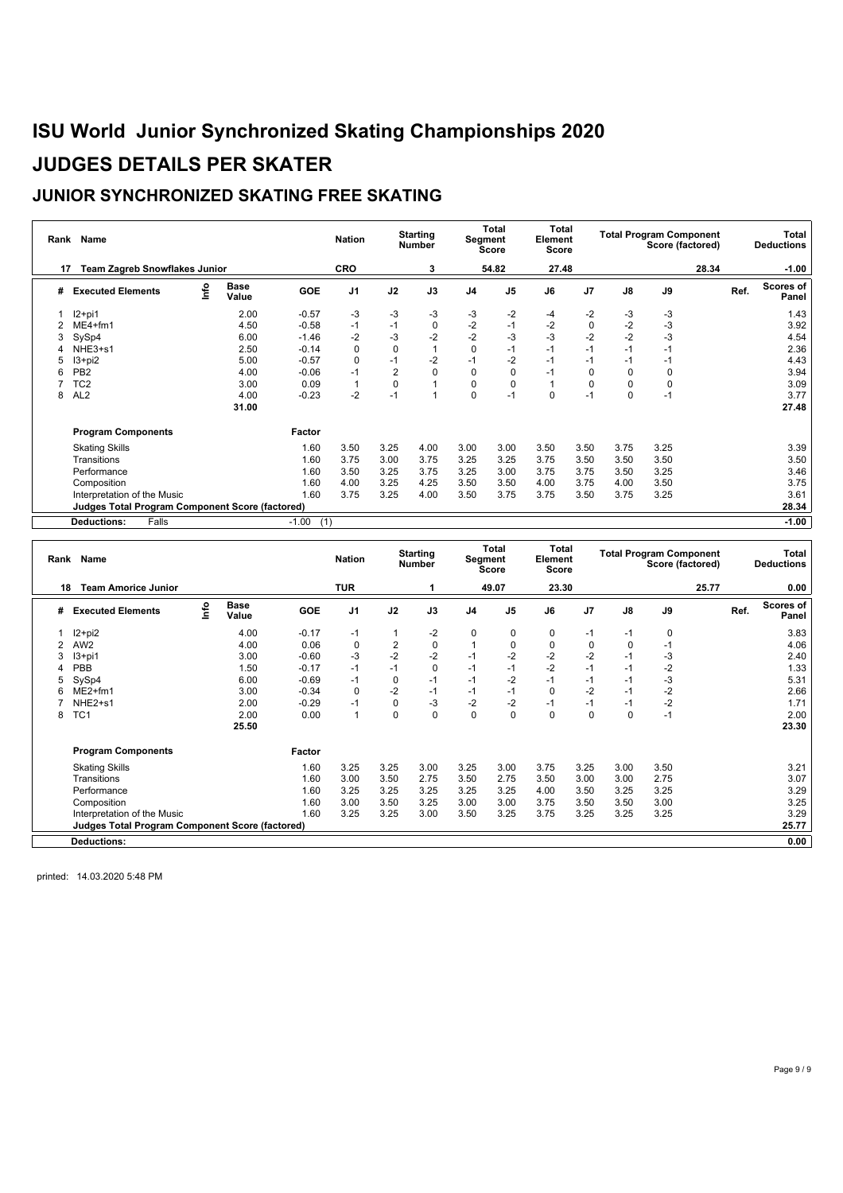# ISU World Junior Synchronized Skating Championships 2020

# JUDGES DETAILS PER SKATER

## JUNIOR SYNCHRONIZED SKATING FREE SKATING

| Rank | Name | Nation | Starting Number | Total Segment Score | Total Element Score | Total Program Component Score (factored) | Total Deductions |
|---|---|---|---|---|---|---|---|
| 17 | Team Zagreb Snowflakes Junior | CRO | 3 | 54.82 | 27.48 | 28.34 | -1.00 |

| # | Executed Elements | Info | Base Value | GOE | J1 | J2 | J3 | J4 | J5 | J6 | J7 | J8 | J9 | Ref. | Scores of Panel |
|---|---|---|---|---|---|---|---|---|---|---|---|---|---|---|---|
| 1 | I2+pi1 | | 2.00 | -0.57 | -3 | -3 | -3 | -3 | -2 | -4 | -2 | -3 | -3 | | 1.43 |
| 2 | ME4+fm1 | | 4.50 | -0.58 | -1 | -1 | 0 | -2 | -1 | -2 | 0 | -2 | -3 | | 3.92 |
| 3 | SySp4 | | 6.00 | -1.46 | -2 | -3 | -2 | -2 | -3 | -3 | -2 | -2 | -3 | | 4.54 |
| 4 | NHE3+s1 | | 2.50 | -0.14 | 0 | 0 | 1 | 0 | -1 | -1 | -1 | -1 | -1 | | 2.36 |
| 5 | I3+pi2 | | 5.00 | -0.57 | 0 | -1 | -2 | -1 | -2 | -1 | -1 | -1 | -1 | | 4.43 |
| 6 | PB2 | | 4.00 | -0.06 | -1 | 2 | 0 | 0 | 0 | -1 | 0 | 0 | 0 | | 3.94 |
| 7 | TC2 | | 3.00 | 0.09 | 1 | 0 | 1 | 0 | 0 | 1 | 0 | 0 | 0 | | 3.09 |
| 8 | AL2 | | 4.00 | -0.23 | -2 | -1 | 1 | 0 | -1 | 0 | -1 | 0 | -1 | | 3.77 |
| | | | 31.00 | | | | | | | | | | | | 27.48 |

| Program Components | Factor | J1 | J2 | J3 | J4 | J5 | J6 | J7 | J8 | J9 | Scores of Panel |
|---|---|---|---|---|---|---|---|---|---|---|---|
| Skating Skills | 1.60 | 3.50 | 3.25 | 4.00 | 3.00 | 3.00 | 3.50 | 3.50 | 3.75 | 3.25 | 3.39 |
| Transitions | 1.60 | 3.75 | 3.00 | 3.75 | 3.25 | 3.25 | 3.75 | 3.50 | 3.50 | 3.50 | 3.50 |
| Performance | 1.60 | 3.50 | 3.25 | 3.75 | 3.25 | 3.00 | 3.75 | 3.75 | 3.50 | 3.25 | 3.46 |
| Composition | 1.60 | 4.00 | 3.25 | 4.25 | 3.50 | 3.50 | 4.00 | 3.75 | 4.00 | 3.50 | 3.75 |
| Interpretation of the Music | 1.60 | 3.75 | 3.25 | 4.00 | 3.50 | 3.75 | 3.75 | 3.50 | 3.75 | 3.25 | 3.61 |
| **Judges Total Program Component Score (factored)** | | | | | | | | | | | 28.34 |
| **Deductions:** Falls | -1.00 (1) | | | | | | | | | | -1.00 |

| Rank | Name | Nation | Starting Number | Total Segment Score | Total Element Score | Total Program Component Score (factored) | Total Deductions |
|---|---|---|---|---|---|---|---|
| 18 | Team Amorice Junior | TUR | 1 | 49.07 | 23.30 | 25.77 | 0.00 |

| # | Executed Elements | Info | Base Value | GOE | J1 | J2 | J3 | J4 | J5 | J6 | J7 | J8 | J9 | Ref. | Scores of Panel |
|---|---|---|---|---|---|---|---|---|---|---|---|---|---|---|---|
| 1 | I2+pi2 | | 4.00 | -0.17 | -1 | 1 | -2 | 0 | 0 | 0 | -1 | -1 | 0 | | 3.83 |
| 2 | AW2 | | 4.00 | 0.06 | 0 | 2 | 0 | 1 | 0 | 0 | 0 | 0 | -1 | | 4.06 |
| 3 | I3+pi1 | | 3.00 | -0.60 | -3 | -2 | -2 | -1 | -2 | -2 | -2 | -1 | -3 | | 2.40 |
| 4 | PBB | | 1.50 | -0.17 | -1 | -1 | 0 | -1 | -1 | -2 | -1 | -1 | -2 | | 1.33 |
| 5 | SySp4 | | 6.00 | -0.69 | -1 | 0 | -1 | -1 | -2 | -1 | -1 | -1 | -3 | | 5.31 |
| 6 | ME2+fm1 | | 3.00 | -0.34 | 0 | -2 | -1 | -1 | -1 | 0 | -2 | -1 | -2 | | 2.66 |
| 7 | NHE2+s1 | | 2.00 | -0.29 | -1 | 0 | -3 | -2 | -2 | -1 | -1 | -1 | -2 | | 1.71 |
| 8 | TC1 | | 2.00 | 0.00 | 1 | 0 | 0 | 0 | 0 | 0 | 0 | 0 | -1 | | 2.00 |
| | | | 25.50 | | | | | | | | | | | | 23.30 |

| Program Components | Factor | J1 | J2 | J3 | J4 | J5 | J6 | J7 | J8 | J9 | Scores of Panel |
|---|---|---|---|---|---|---|---|---|---|---|---|
| Skating Skills | 1.60 | 3.25 | 3.25 | 3.00 | 3.25 | 3.00 | 3.75 | 3.25 | 3.00 | 3.50 | 3.21 |
| Transitions | 1.60 | 3.00 | 3.50 | 2.75 | 3.50 | 2.75 | 3.50 | 3.00 | 3.00 | 2.75 | 3.07 |
| Performance | 1.60 | 3.25 | 3.25 | 3.25 | 3.25 | 3.25 | 4.00 | 3.50 | 3.25 | 3.25 | 3.29 |
| Composition | 1.60 | 3.00 | 3.50 | 3.25 | 3.00 | 3.00 | 3.75 | 3.50 | 3.50 | 3.00 | 3.25 |
| Interpretation of the Music | 1.60 | 3.25 | 3.25 | 3.00 | 3.50 | 3.25 | 3.75 | 3.25 | 3.25 | 3.25 | 3.29 |
| **Judges Total Program Component Score (factored)** | | | | | | | | | | | 25.77 |
| **Deductions:** | | | | | | | | | | | 0.00 |

printed: 14.03.2020 5:48 PM